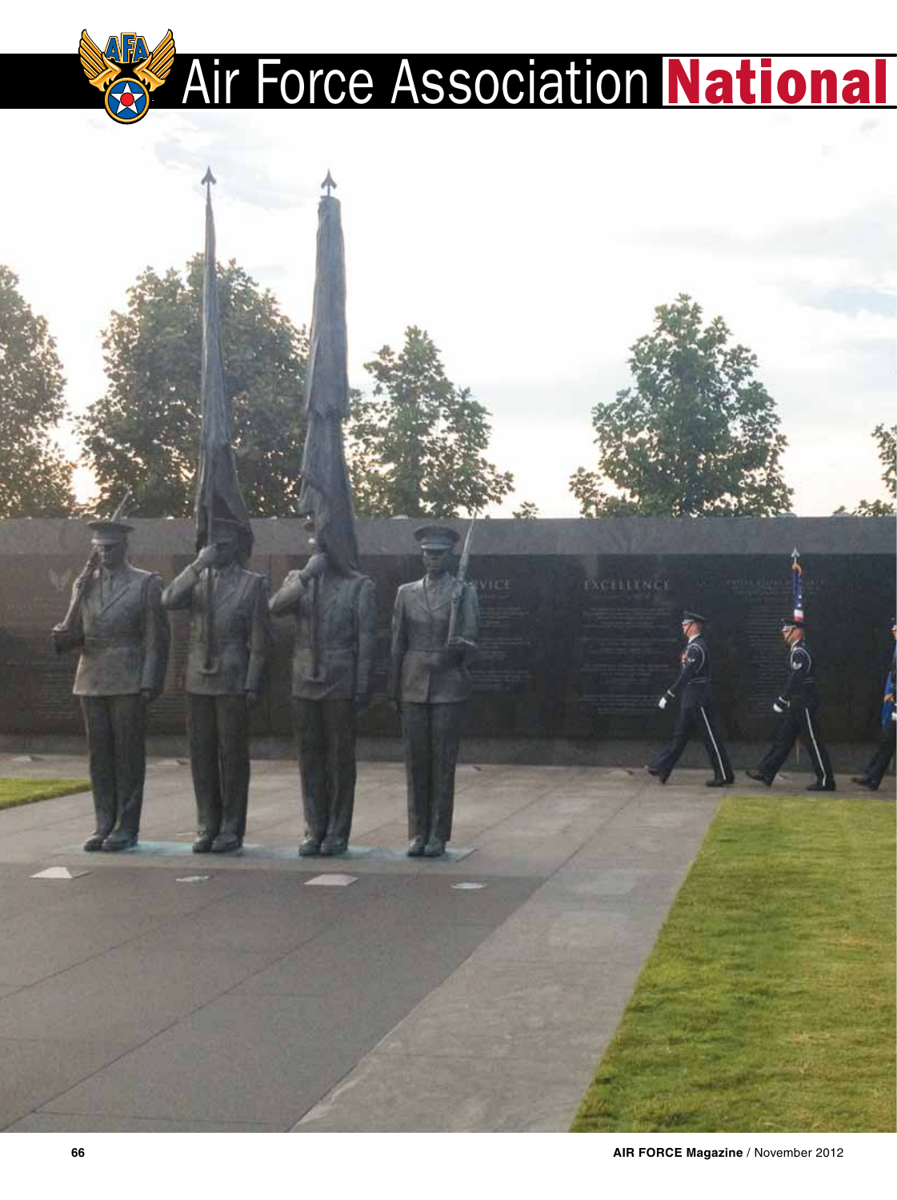# Air Force Association National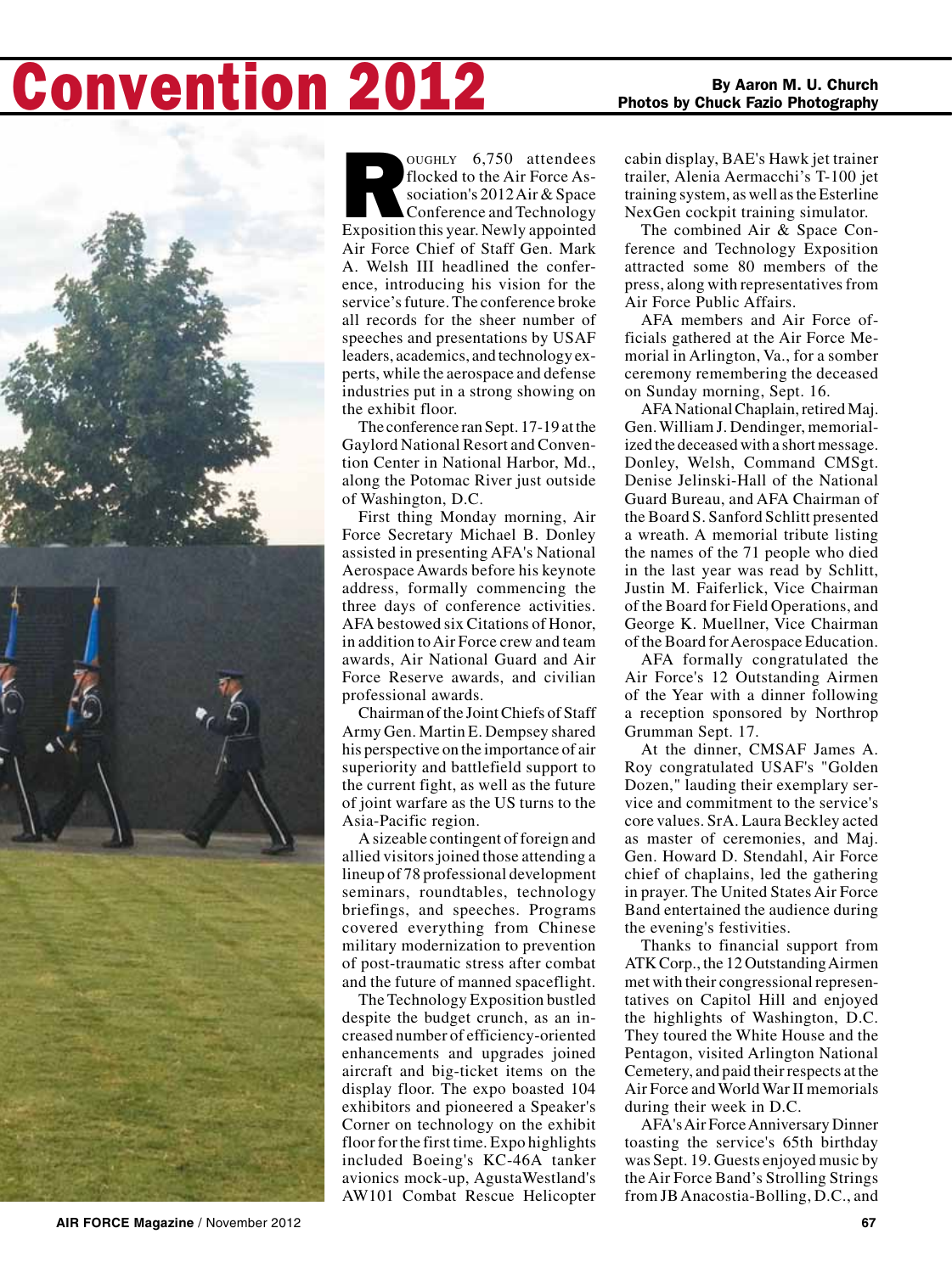# Convention 2012

**By Aaron M. U. Church**
**Photos by Chuck Fazio Photography**

Roughly 6,750 attendees flocked to the Air Force Association's 2012 Air & Space Conference and Technology Exposition this year. Newly appointed Air Force Chief of Staff Gen. Mark A. Welsh III headlined the conference, introducing his vision for the service's future. The conference broke all records for the sheer number of speeches and presentations by USAF leaders, academics, and technology experts, while the aerospace and defense industries put in a strong showing on the exhibit floor.

The conference ran Sept. 17-19 at the Gaylord National Resort and Convention Center in National Harbor, Md., along the Potomac River just outside of Washington, D.C.

First thing Monday morning, Air Force Secretary Michael B. Donley assisted in presenting AFA's National Aerospace Awards before his keynote address, formally commencing the three days of conference activities. AFA bestowed six Citations of Honor, in addition to Air Force crew and team awards, Air National Guard and Air Force Reserve awards, and civilian professional awards.

Chairman of the Joint Chiefs of Staff Army Gen. Martin E. Dempsey shared his perspective on the importance of air superiority and battlefield support to the current fight, as well as the future of joint warfare as the US turns to the Asia-Pacific region.

A sizeable contingent of foreign and allied visitors joined those attending a lineup of 78 professional development seminars, roundtables, technology briefings, and speeches. Programs covered everything from Chinese military modernization to prevention of post-traumatic stress after combat and the future of manned spaceflight.

The Technology Exposition bustled despite the budget crunch, as an increased number of efficiency-oriented enhancements and upgrades joined aircraft and big-ticket items on the display floor. The expo boasted 104 exhibitors and pioneered a Speaker's Corner on technology on the exhibit floor for the first time. Expo highlights included Boeing's KC-46A tanker avionics mock-up, AgustaWestland's AW101 Combat Rescue Helicopter cabin display, BAE's Hawk jet trainer trailer, Alenia Aermacchi's T-100 jet training system, as well as the Esterline NexGen cockpit training simulator.

The combined Air & Space Conference and Technology Exposition attracted some 80 members of the press, along with representatives from Air Force Public Affairs.

AFA members and Air Force officials gathered at the Air Force Memorial in Arlington, Va., for a somber ceremony remembering the deceased on Sunday morning, Sept. 16.

AFA National Chaplain, retired Maj. Gen. William J. Dendinger, memorialized the deceased with a short message. Donley, Welsh, Command CMSgt. Denise Jelinski-Hall of the National Guard Bureau, and AFA Chairman of the Board S. Sanford Schlitt presented a wreath. A memorial tribute listing the names of the 71 people who died in the last year was read by Schlitt, Justin M. Faiferlick, Vice Chairman of the Board for Field Operations, and George K. Muellner, Vice Chairman of the Board for Aerospace Education.

AFA formally congratulated the Air Force's 12 Outstanding Airmen of the Year with a dinner following a reception sponsored by Northrop Grumman Sept. 17.

At the dinner, CMSAF James A. Roy congratulated USAF's "Golden Dozen," lauding their exemplary service and commitment to the service's core values. SrA. Laura Beckley acted as master of ceremonies, and Maj. Gen. Howard D. Stendahl, Air Force chief of chaplains, led the gathering in prayer. The United States Air Force Band entertained the audience during the evening's festivities.

Thanks to financial support from ATK Corp., the 12 Outstanding Airmen met with their congressional representatives on Capitol Hill and enjoyed the highlights of Washington, D.C. They toured the White House and the Pentagon, visited Arlington National Cemetery, and paid their respects at the Air Force and World War II memorials during their week in D.C.

AFA's Air Force Anniversary Dinner toasting the service's 65th birthday was Sept. 19. Guests enjoyed music by the Air Force Band's Strolling Strings from JB Anacostia-Bolling, D.C., and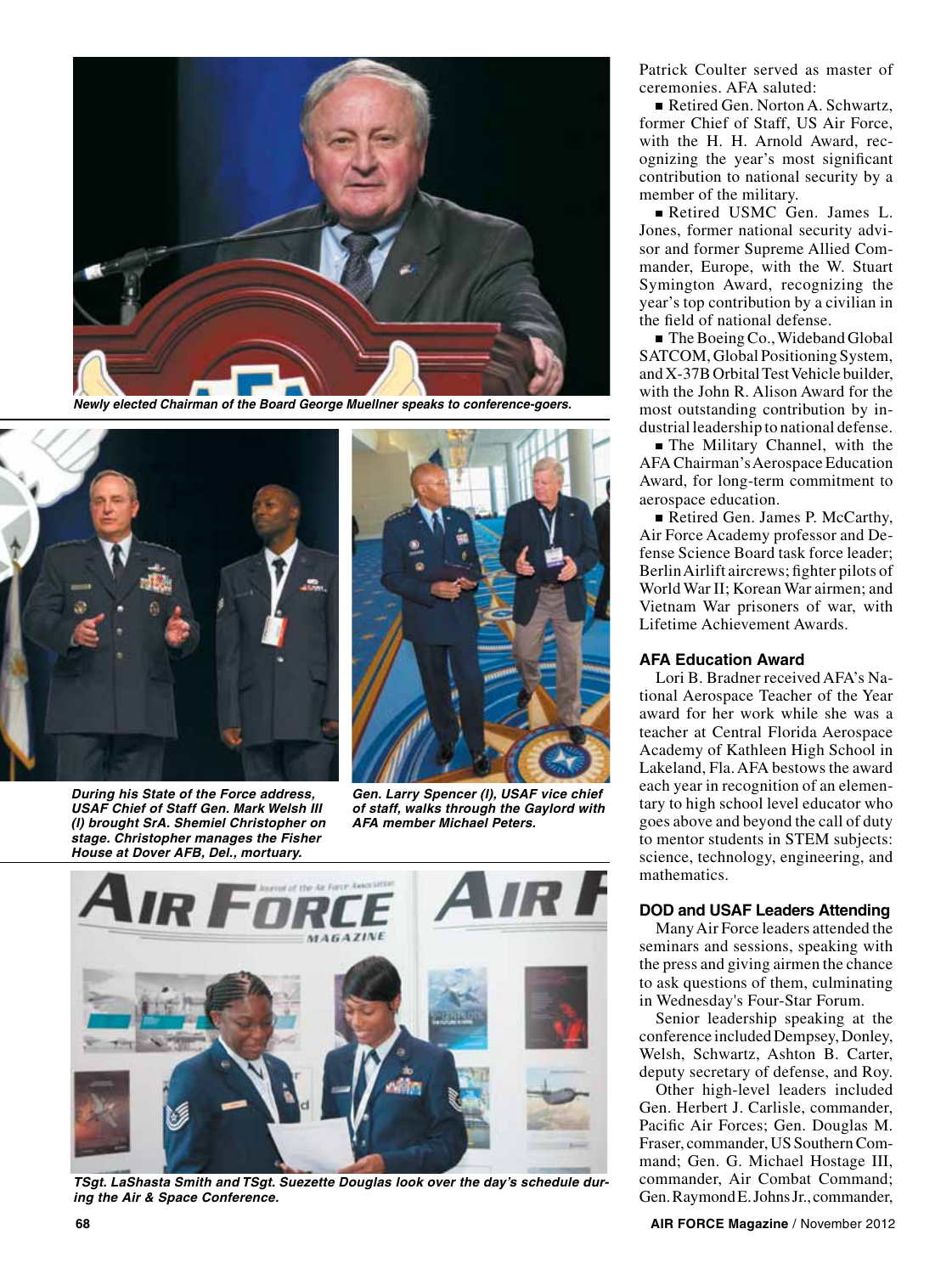*Newly elected Chairman of the Board George Muellner speaks to conference-goers.*

*During his State of the Force address, USAF Chief of Staff Gen. Mark Welsh III (l) brought SrA. Shemiel Christopher on stage. Christopher manages the Fisher House at Dover AFB, Del., mortuary.*

*Gen. Larry Spencer (l), USAF vice chief of staff, walks through the Gaylord with AFA member Michael Peters.*

*TSgt. LaShasta Smith and TSgt. Suezette Douglas look over the day's schedule during the Air & Space Conference.*

Patrick Coulter served as master of ceremonies. AFA saluted:

- Retired Gen. Norton A. Schwartz, former Chief of Staff, US Air Force, with the H. H. Arnold Award, recognizing the year's most significant contribution to national security by a member of the military.
- Retired USMC Gen. James L. Jones, former national security advisor and former Supreme Allied Commander, Europe, with the W. Stuart Symington Award, recognizing the year's top contribution by a civilian in the field of national defense.
- The Boeing Co., Wideband Global SATCOM, Global Positioning System, and X-37B Orbital Test Vehicle builder, with the John R. Alison Award for the most outstanding contribution by industrial leadership to national defense.
- The Military Channel, with the AFA Chairman's Aerospace Education Award, for long-term commitment to aerospace education.
- Retired Gen. James P. McCarthy, Air Force Academy professor and Defense Science Board task force leader; Berlin Airlift aircrews; fighter pilots of World War II; Korean War airmen; and Vietnam War prisoners of war, with Lifetime Achievement Awards.

### AFA Education Award

Lori B. Bradner received AFA's National Aerospace Teacher of the Year award for her work while she was a teacher at Central Florida Aerospace Academy of Kathleen High School in Lakeland, Fla. AFA bestows the award each year in recognition of an elementary to high school level educator who goes above and beyond the call of duty to mentor students in STEM subjects: science, technology, engineering, and mathematics.

### DOD and USAF Leaders Attending

Many Air Force leaders attended the seminars and sessions, speaking with the press and giving airmen the chance to ask questions of them, culminating in Wednesday's Four-Star Forum.

Senior leadership speaking at the conference included Dempsey, Donley, Welsh, Schwartz, Ashton B. Carter, deputy secretary of defense, and Roy.

Other high-level leaders included Gen. Herbert J. Carlisle, commander, Pacific Air Forces; Gen. Douglas M. Fraser, commander, US Southern Command; Gen. G. Michael Hostage III, commander, Air Combat Command; Gen. Raymond E. Johns Jr., commander,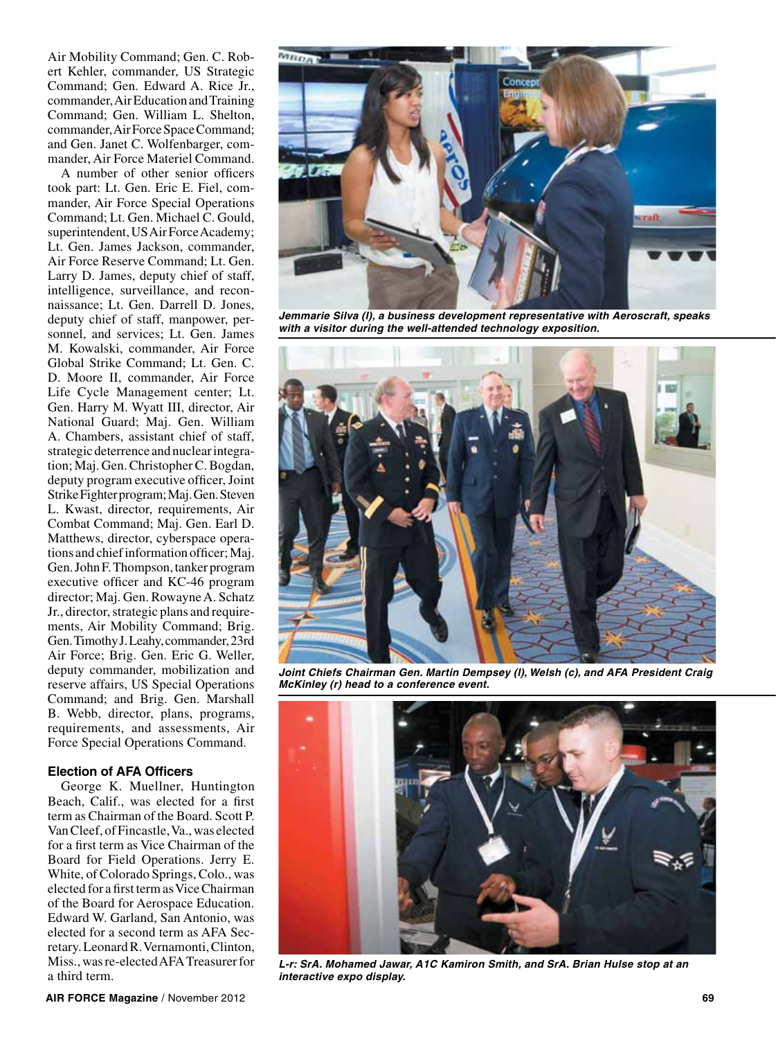Air Mobility Command; Gen. C. Robert Kehler, commander, US Strategic Command; Gen. Edward A. Rice Jr., commander, Air Education and Training Command; Gen. William L. Shelton, commander, Air Force Space Command; and Gen. Janet C. Wolfenbarger, commander, Air Force Materiel Command.

A number of other senior officers took part: Lt. Gen. Eric E. Fiel, commander, Air Force Special Operations Command; Lt. Gen. Michael C. Gould, superintendent, US Air Force Academy; Lt. Gen. James Jackson, commander, Air Force Reserve Command; Lt. Gen. Larry D. James, deputy chief of staff, intelligence, surveillance, and reconnaissance; Lt. Gen. Darrell D. Jones, deputy chief of staff, manpower, personnel, and services; Lt. Gen. James M. Kowalski, commander, Air Force Global Strike Command; Lt. Gen. C. D. Moore II, commander, Air Force Life Cycle Management center; Lt. Gen. Harry M. Wyatt III, director, Air National Guard; Maj. Gen. William A. Chambers, assistant chief of staff, strategic deterrence and nuclear integration; Maj. Gen. Christopher C. Bogdan, deputy program executive officer, Joint Strike Fighter program; Maj. Gen. Steven L. Kwast, director, requirements, Air Combat Command; Maj. Gen. Earl D. Matthews, director, cyberspace operations and chief information officer; Maj. Gen. John F. Thompson, tanker program executive officer and KC-46 program director; Maj. Gen. Rowayne A. Schatz Jr., director, strategic plans and requirements, Air Mobility Command; Brig. Gen. Timothy J. Leahy, commander, 23rd Air Force; Brig. Gen. Eric G. Weller, deputy commander, mobilization and reserve affairs, US Special Operations Command; and Brig. Gen. Marshall B. Webb, director, plans, programs, requirements, and assessments, Air Force Special Operations Command.

### Election of AFA Officers

George K. Muellner, Huntington Beach, Calif., was elected for a first term as Chairman of the Board. Scott P. Van Cleef, of Fincastle, Va., was elected for a first term as Vice Chairman of the Board for Field Operations. Jerry E. White, of Colorado Springs, Colo., was elected for a first term as Vice Chairman of the Board for Aerospace Education. Edward W. Garland, San Antonio, was elected for a second term as AFA Secretary. Leonard R. Vernamonti, Clinton, Miss., was re-elected AFA Treasurer for a third term.

***Jemmarie Silva (l), a business development representative with Aeroscraft, speaks with a visitor during the well-attended technology exposition.***

***Joint Chiefs Chairman Gen. Martin Dempsey (l), Welsh (c), and AFA President Craig McKinley (r) head to a conference event.***

***L-r: SrA. Mohamed Jawar, A1C Kamiron Smith, and SrA. Brian Hulse stop at an interactive expo display.***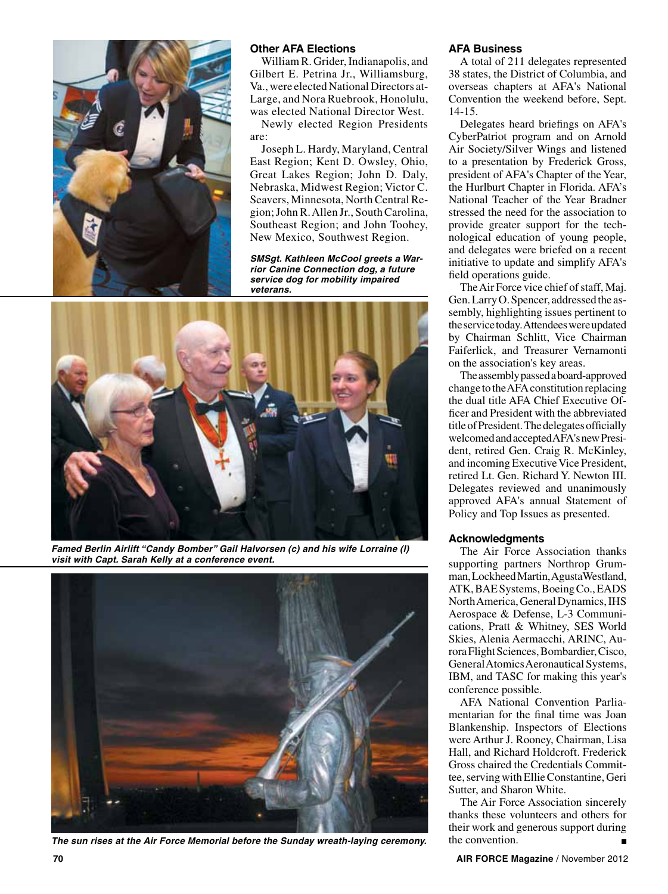### Other AFA Elections

William R. Grider, Indianapolis, and Gilbert E. Petrina Jr., Williamsburg, Va., were elected National Directors at-Large, and Nora Ruebrook, Honolulu, was elected National Director West.

Newly elected Region Presidents are:

Joseph L. Hardy, Maryland, Central East Region; Kent D. Owsley, Ohio, Great Lakes Region; John D. Daly, Nebraska, Midwest Region; Victor C. Seavers, Minnesota, North Central Region; John R. Allen Jr., South Carolina, Southeast Region; and John Toohey, New Mexico, Southwest Region.

***SMSgt. Kathleen McCool greets a Warrior Canine Connection dog, a future service dog for mobility impaired veterans.***

***Famed Berlin Airlift "Candy Bomber" Gail Halvorsen (c) and his wife Lorraine (l) visit with Capt. Sarah Kelly at a conference event.***

***The sun rises at the Air Force Memorial before the Sunday wreath-laying ceremony.***

### AFA Business

A total of 211 delegates represented 38 states, the District of Columbia, and overseas chapters at AFA's National Convention the weekend before, Sept. 14-15.

Delegates heard briefings on AFA's CyberPatriot program and on Arnold Air Society/Silver Wings and listened to a presentation by Frederick Gross, president of AFA's Chapter of the Year, the Hurlburt Chapter in Florida. AFA's National Teacher of the Year Bradner stressed the need for the association to provide greater support for the technological education of young people, and delegates were briefed on a recent initiative to update and simplify AFA's field operations guide.

The Air Force vice chief of staff, Maj. Gen. Larry O. Spencer, addressed the assembly, highlighting issues pertinent to the service today. Attendees were updated by Chairman Schlitt, Vice Chairman Faiferlick, and Treasurer Vernamonti on the association's key areas.

The assembly passed a board-approved change to the AFA constitution replacing the dual title AFA Chief Executive Officer and President with the abbreviated title of President. The delegates officially welcomed and accepted AFA's new President, retired Gen. Craig R. McKinley, and incoming Executive Vice President, retired Lt. Gen. Richard Y. Newton III. Delegates reviewed and unanimously approved AFA's annual Statement of Policy and Top Issues as presented.

### Acknowledgments

The Air Force Association thanks supporting partners Northrop Grumman, Lockheed Martin, AgustaWestland, ATK, BAE Systems, Boeing Co., EADS North America, General Dynamics, IHS Aerospace & Defense, L-3 Communications, Pratt & Whitney, SES World Skies, Alenia Aermacchi, ARINC, Aurora Flight Sciences, Bombardier, Cisco, General Atomics Aeronautical Systems, IBM, and TASC for making this year's conference possible.

AFA National Convention Parliamentarian for the final time was Joan Blankenship. Inspectors of Elections were Arthur J. Rooney, Chairman, Lisa Hall, and Richard Holdcroft. Frederick Gross chaired the Credentials Committee, serving with Ellie Constantine, Geri Sutter, and Sharon White.

The Air Force Association sincerely thanks these volunteers and others for their work and generous support during the convention. ■